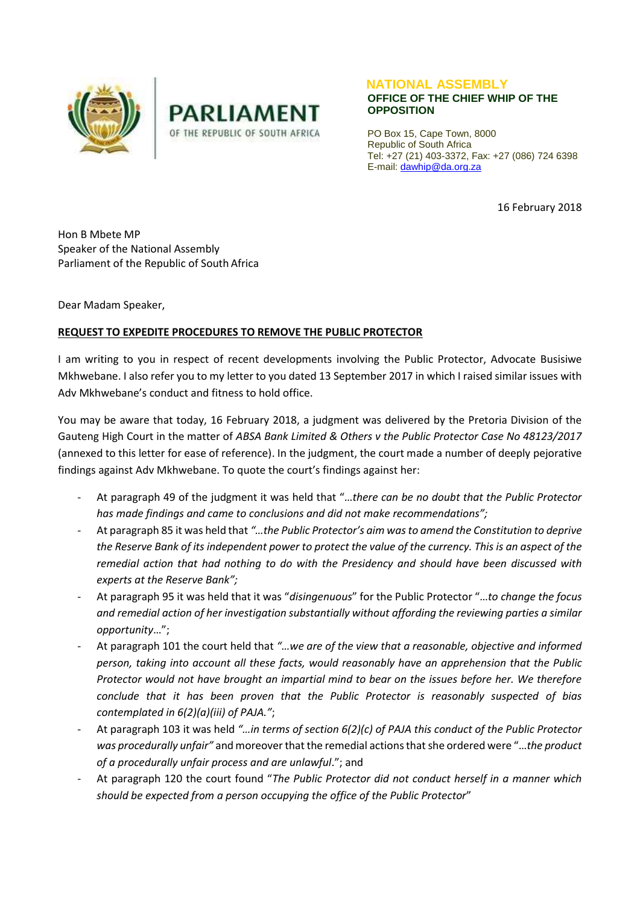PARLIAMENT
OF THE REPUBLIC OF SOUTH AFRICA

**NATIONAL ASSEMBLY**
**OFFICE OF THE CHIEF WHIP OF THE OPPOSITION**

PO Box 15, Cape Town, 8000
Republic of South Africa
Tel: +27 (21) 403-3372, Fax: +27 (086) 724 6398
E-mail: dawhip@da.org.za

16 February 2018

Hon B Mbete MP
Speaker of the National Assembly
Parliament of the Republic of South Africa

Dear Madam Speaker,

**REQUEST TO EXPEDITE PROCEDURES TO REMOVE THE PUBLIC PROTECTOR**

I am writing to you in respect of recent developments involving the Public Protector, Advocate Busisiwe Mkhwebane. I also refer you to my letter to you dated 13 September 2017 in which I raised similar issues with Adv Mkhwebane's conduct and fitness to hold office.

You may be aware that today, 16 February 2018, a judgment was delivered by the Pretoria Division of the Gauteng High Court in the matter of *ABSA Bank Limited & Others v the Public Protector Case No 48123/2017* (annexed to this letter for ease of reference). In the judgment, the court made a number of deeply pejorative findings against Adv Mkhwebane. To quote the court's findings against her:

- At paragraph 49 of the judgment it was held that "*…there can be no doubt that the Public Protector has made findings and came to conclusions and did not make recommendations";*
- At paragraph 85 it was held that *"…the Public Protector's aim was to amend the Constitution to deprive the Reserve Bank of its independent power to protect the value of the currency. This is an aspect of the remedial action that had nothing to do with the Presidency and should have been discussed with experts at the Reserve Bank";*
- At paragraph 95 it was held that it was "*disingenuous*" for the Public Protector "*…to change the focus and remedial action of her investigation substantially without affording the reviewing parties a similar opportunity…*";
- At paragraph 101 the court held that *"…we are of the view that a reasonable, objective and informed person, taking into account all these facts, would reasonably have an apprehension that the Public Protector would not have brought an impartial mind to bear on the issues before her. We therefore conclude that it has been proven that the Public Protector is reasonably suspected of bias contemplated in 6(2)(a)(iii) of PAJA."*;
- At paragraph 103 it was held *"…in terms of section 6(2)(c) of PAJA this conduct of the Public Protector was procedurally unfair"* and moreover that the remedial actions that she ordered were "*…the product of a procedurally unfair process and are unlawful*."; and
- At paragraph 120 the court found "*The Public Protector did not conduct herself in a manner which should be expected from a person occupying the office of the Public Protector*"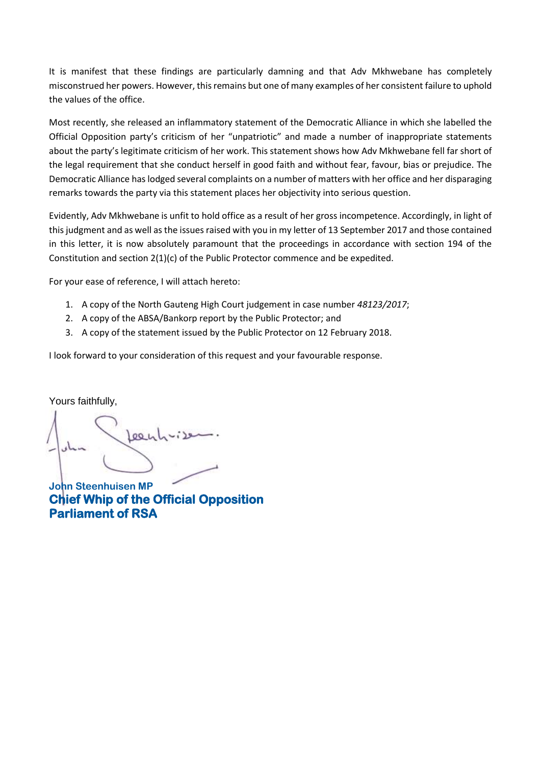It is manifest that these findings are particularly damning and that Adv Mkhwebane has completely misconstrued her powers. However, this remains but one of many examples of her consistent failure to uphold the values of the office.

Most recently, she released an inflammatory statement of the Democratic Alliance in which she labelled the Official Opposition party's criticism of her "unpatriotic" and made a number of inappropriate statements about the party's legitimate criticism of her work. This statement shows how Adv Mkhwebane fell far short of the legal requirement that she conduct herself in good faith and without fear, favour, bias or prejudice. The Democratic Alliance has lodged several complaints on a number of matters with her office and her disparaging remarks towards the party via this statement places her objectivity into serious question.

Evidently, Adv Mkhwebane is unfit to hold office as a result of her gross incompetence. Accordingly, in light of this judgment and as well as the issues raised with you in my letter of 13 September 2017 and those contained in this letter, it is now absolutely paramount that the proceedings in accordance with section 194 of the Constitution and section 2(1)(c) of the Public Protector commence and be expedited.

For your ease of reference, I will attach hereto:

1. A copy of the North Gauteng High Court judgement in case number *48123/2017*;
2. A copy of the ABSA/Bankorp report by the Public Protector; and
3. A copy of the statement issued by the Public Protector on 12 February 2018.

I look forward to your consideration of this request and your favourable response.

Yours faithfully,

**John Steenhuisen MP**
**Chief Whip of the Official Opposition**
**Parliament of RSA**